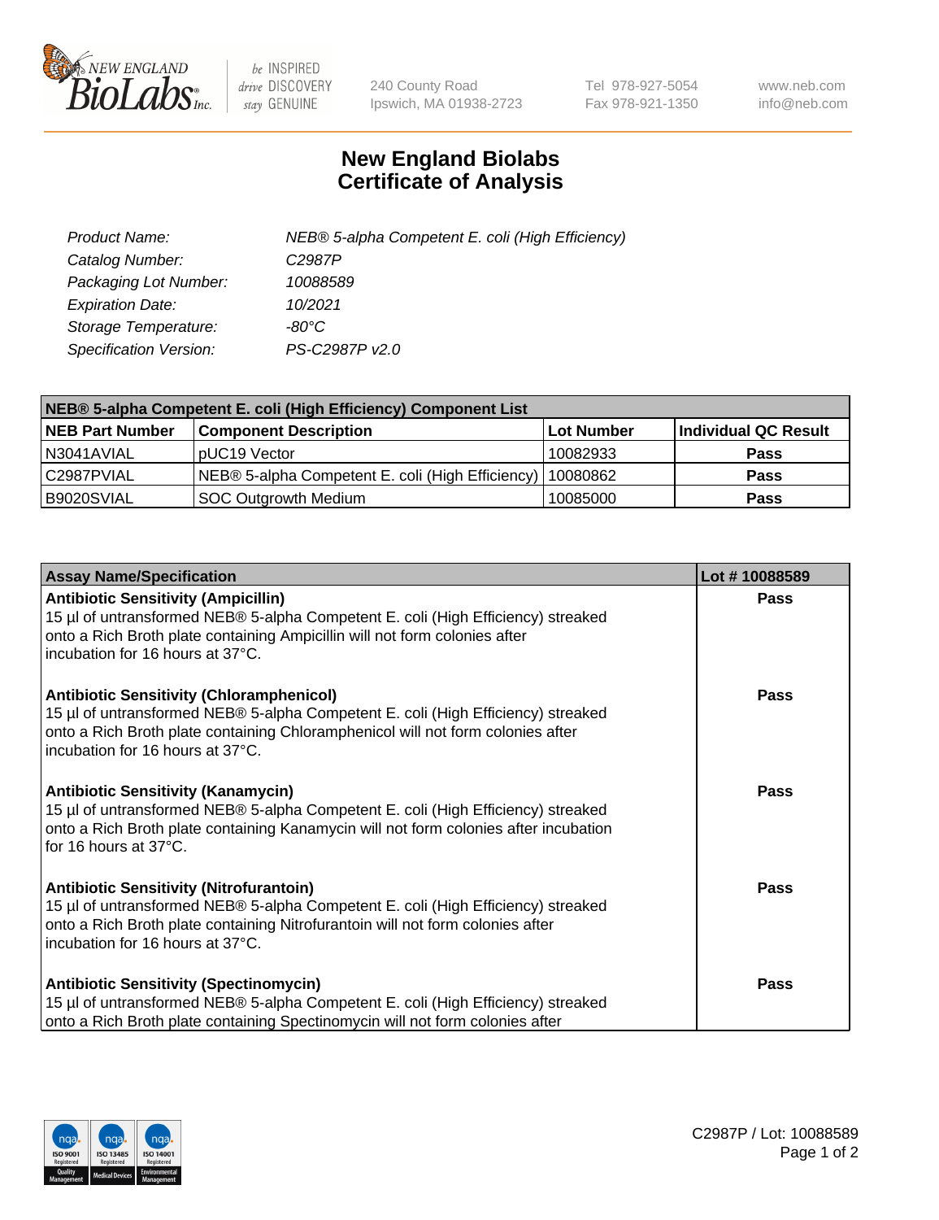# New England Biolabs
# Certificate of Analysis

| | |
|---|---|
| *Product Name:* | *NEB® 5-alpha Competent E. coli (High Efficiency)* |
| *Catalog Number:* | *C2987P* |
| *Packaging Lot Number:* | *10088589* |
| *Expiration Date:* | *10/2021* |
| *Storage Temperature:* | *-80°C* |
| *Specification Version:* | *PS-C2987P v2.0* |

| NEB® 5-alpha Competent E. coli (High Efficiency) Component List | | | |
|---|---|---|---|
| **NEB Part Number** | **Component Description** | **Lot Number** | **Individual QC Result** |
| N3041AVIAL | pUC19 Vector | 10082933 | **Pass** |
| C2987PVIAL | NEB® 5-alpha Competent E. coli (High Efficiency) | 10080862 | **Pass** |
| B9020SVIAL | SOC Outgrowth Medium | 10085000 | **Pass** |

| Assay Name/Specification | Lot # 10088589 |
|---|---|
| **Antibiotic Sensitivity (Ampicillin)**<br>15 µl of untransformed NEB® 5-alpha Competent E. coli (High Efficiency) streaked onto a Rich Broth plate containing Ampicillin will not form colonies after incubation for 16 hours at 37°C. | **Pass** |
| **Antibiotic Sensitivity (Chloramphenicol)**<br>15 µl of untransformed NEB® 5-alpha Competent E. coli (High Efficiency) streaked onto a Rich Broth plate containing Chloramphenicol will not form colonies after incubation for 16 hours at 37°C. | **Pass** |
| **Antibiotic Sensitivity (Kanamycin)**<br>15 µl of untransformed NEB® 5-alpha Competent E. coli (High Efficiency) streaked onto a Rich Broth plate containing Kanamycin will not form colonies after incubation for 16 hours at 37°C. | **Pass** |
| **Antibiotic Sensitivity (Nitrofurantoin)**<br>15 µl of untransformed NEB® 5-alpha Competent E. coli (High Efficiency) streaked onto a Rich Broth plate containing Nitrofurantoin will not form colonies after incubation for 16 hours at 37°C. | **Pass** |
| **Antibiotic Sensitivity (Spectinomycin)**<br>15 µl of untransformed NEB® 5-alpha Competent E. coli (High Efficiency) streaked onto a Rich Broth plate containing Spectinomycin will not form colonies after | **Pass** |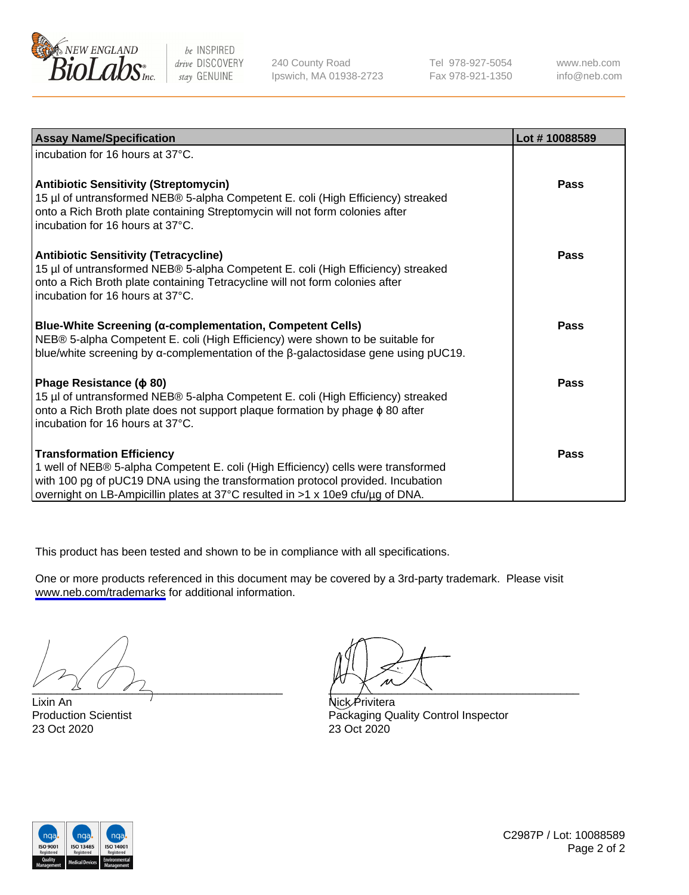| Assay Name/Specification | Lot # 10088589 |
| --- | --- |
| incubation for 16 hours at 37°C. | |
| **Antibiotic Sensitivity (Streptomycin)**<br>15 µl of untransformed NEB® 5-alpha Competent E. coli (High Efficiency) streaked onto a Rich Broth plate containing Streptomycin will not form colonies after incubation for 16 hours at 37°C. | **Pass** |
| **Antibiotic Sensitivity (Tetracycline)**<br>15 µl of untransformed NEB® 5-alpha Competent E. coli (High Efficiency) streaked onto a Rich Broth plate containing Tetracycline will not form colonies after incubation for 16 hours at 37°C. | **Pass** |
| **Blue-White Screening (α-complementation, Competent Cells)**<br>NEB® 5-alpha Competent E. coli (High Efficiency) were shown to be suitable for blue/white screening by α-complementation of the β-galactosidase gene using pUC19. | **Pass** |
| **Phage Resistance (ϕ 80)**<br>15 µl of untransformed NEB® 5-alpha Competent E. coli (High Efficiency) streaked onto a Rich Broth plate does not support plaque formation by phage ϕ 80 after incubation for 16 hours at 37°C. | **Pass** |
| **Transformation Efficiency**<br>1 well of NEB® 5-alpha Competent E. coli (High Efficiency) cells were transformed with 100 pg of pUC19 DNA using the transformation protocol provided. Incubation overnight on LB-Ampicillin plates at 37°C resulted in >1 x 10e9 cfu/µg of DNA. | **Pass** |

This product has been tested and shown to be in compliance with all specifications.

One or more products referenced in this document may be covered by a 3rd-party trademark. Please visit www.neb.com/trademarks for additional information.

Lixin An
Production Scientist
23 Oct 2020

Nick Privitera
Packaging Quality Control Inspector
23 Oct 2020

C2987P / Lot: 10088589